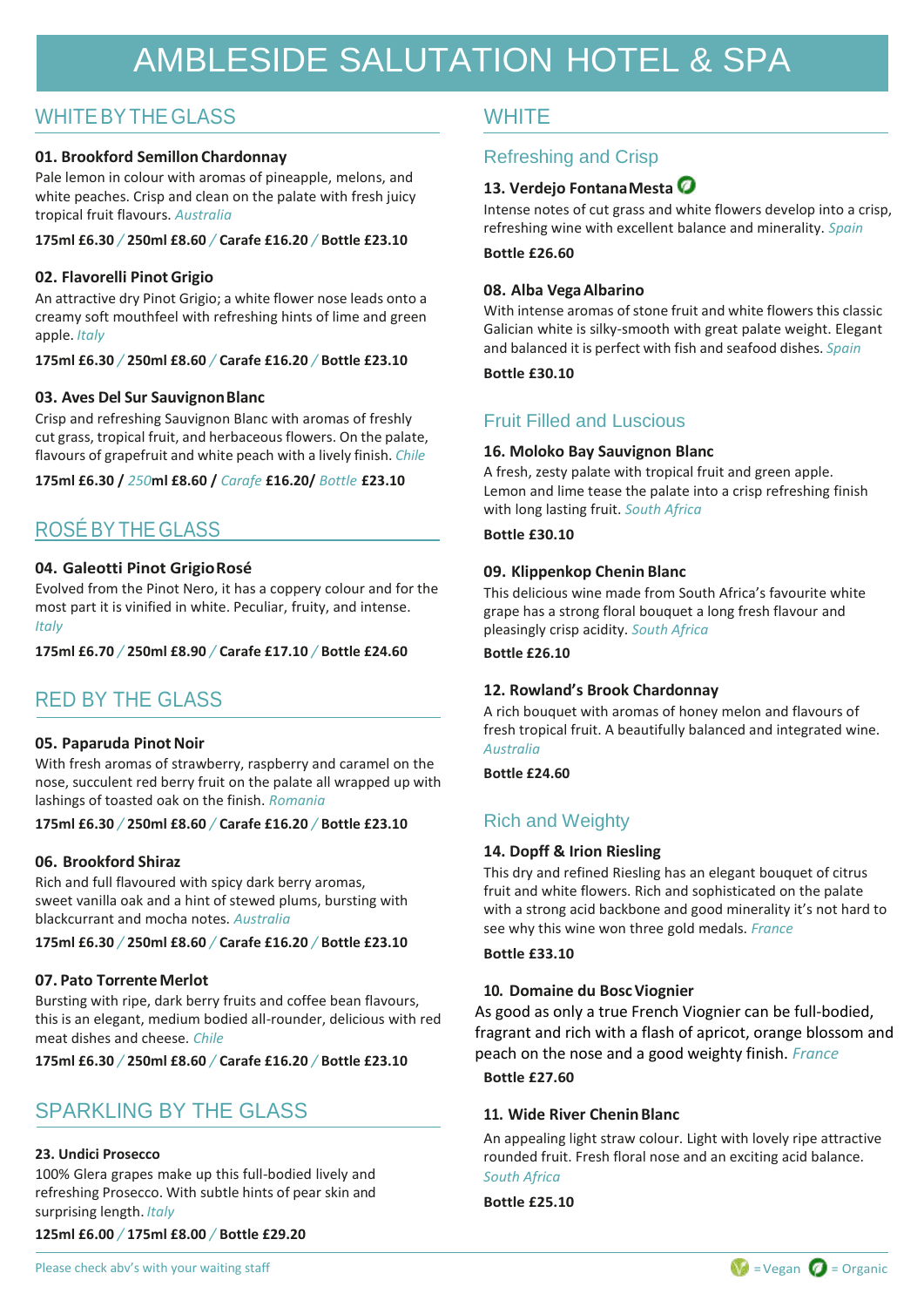# AMBLESIDE SALUTATION HOTEL & SPA

## WHITE BY THE GLASS

### 01. Brookford Semillon Chardonnay

Pale lemon in colour with aromas of pineapple, melons, and white peaches. Crisp and clean on the palate with fresh juicy tropical fruit flavours. *Australia*

**175ml £6.30 / 250ml £8.60 / Carafe £16.20 / Bottle £23.10**

### 02. Flavorelli Pinot Grigio

An attractive dry Pinot Grigio; a white flower nose leads onto a creamy soft mouthfeel with refreshing hints of lime and green apple. *Italy*

**175ml £6.30 / 250ml £8.60 / Carafe £16.20 / Bottle £23.10**

### 03. Aves Del Sur Sauvignon Blanc

Crisp and refreshing Sauvignon Blanc with aromas of freshly cut grass, tropical fruit, and herbaceous flowers. On the palate, flavours of grapefruit and white peach with a lively finish. *Chile*

**175ml £6.30 / 250ml £8.60 / Carafe £16.20/ Bottle £23.10**

## ROSÉ BY THE GLASS

### 04. Galeotti Pinot Grigio Rosé

Evolved from the Pinot Nero, it has a coppery colour and for the most part it is vinified in white. Peculiar, fruity, and intense. *Italy*

**175ml £6.70 / 250ml £8.90 / Carafe £17.10 / Bottle £24.60**

## RED BY THE GLASS

### 05. Paparuda Pinot Noir

With fresh aromas of strawberry, raspberry and caramel on the nose, succulent red berry fruit on the palate all wrapped up with lashings of toasted oak on the finish. *Romania*

**175ml £6.30 / 250ml £8.60 / Carafe £16.20 / Bottle £23.10**

### 06. Brookford Shiraz

Rich and full flavoured with spicy dark berry aromas, sweet vanilla oak and a hint of stewed plums, bursting with blackcurrant and mocha notes. *Australia*

**175ml £6.30 / 250ml £8.60 / Carafe £16.20 / Bottle £23.10**

### 07. Pato Torrente Merlot

Bursting with ripe, dark berry fruits and coffee bean flavours, this is an elegant, medium bodied all-rounder, delicious with red meat dishes and cheese. *Chile*

**175ml £6.30 / 250ml £8.60 / Carafe £16.20 / Bottle £23.10**

## SPARKLING BY THE GLASS

### 23. Undici Prosecco

100% Glera grapes make up this full-bodied lively and refreshing Prosecco. With subtle hints of pear skin and surprising length. *Italy*

**125ml £6.00 / 175ml £8.00 / Bottle £29.20**

## WHITE

### Refreshing and Crisp

### 13. Verdejo Fontana Mesta (Organic)

Intense notes of cut grass and white flowers develop into a crisp, refreshing wine with excellent balance and minerality. *Spain*

**Bottle £26.60**

### 08. Alba Vega Albarino

With intense aromas of stone fruit and white flowers this classic Galician white is silky-smooth with great palate weight. Elegant and balanced it is perfect with fish and seafood dishes. *Spain*

**Bottle £30.10**

### Fruit Filled and Luscious

### 16. Moloko Bay Sauvignon Blanc

A fresh, zesty palate with tropical fruit and green apple. Lemon and lime tease the palate into a crisp refreshing finish with long lasting fruit. *South Africa*

**Bottle £30.10**

### 09. Klippenkop Chenin Blanc

This delicious wine made from South Africa's favourite white grape has a strong floral bouquet a long fresh flavour and pleasingly crisp acidity. *South Africa*

**Bottle £26.10**

### 12. Rowland's Brook Chardonnay

A rich bouquet with aromas of honey melon and flavours of fresh tropical fruit. A beautifully balanced and integrated wine. *Australia*

**Bottle £24.60**

### Rich and Weighty

### 14. Dopff & Irion Riesling

This dry and refined Riesling has an elegant bouquet of citrus fruit and white flowers. Rich and sophisticated on the palate with a strong acid backbone and good minerality it's not hard to see why this wine won three gold medals. *France*

**Bottle £33.10**

### 10. Domaine du Bosc Viognier

As good as only a true French Viognier can be full-bodied, fragrant and rich with a flash of apricot, orange blossom and peach on the nose and a good weighty finish. *France*

**Bottle £27.60**

### 11. Wide River Chenin Blanc

An appealing light straw colour. Light with lovely ripe attractive rounded fruit. Fresh floral nose and an exciting acid balance. *South Africa*

**Bottle £25.10**

Please check abv's with your waiting staff

= Vegan = Organic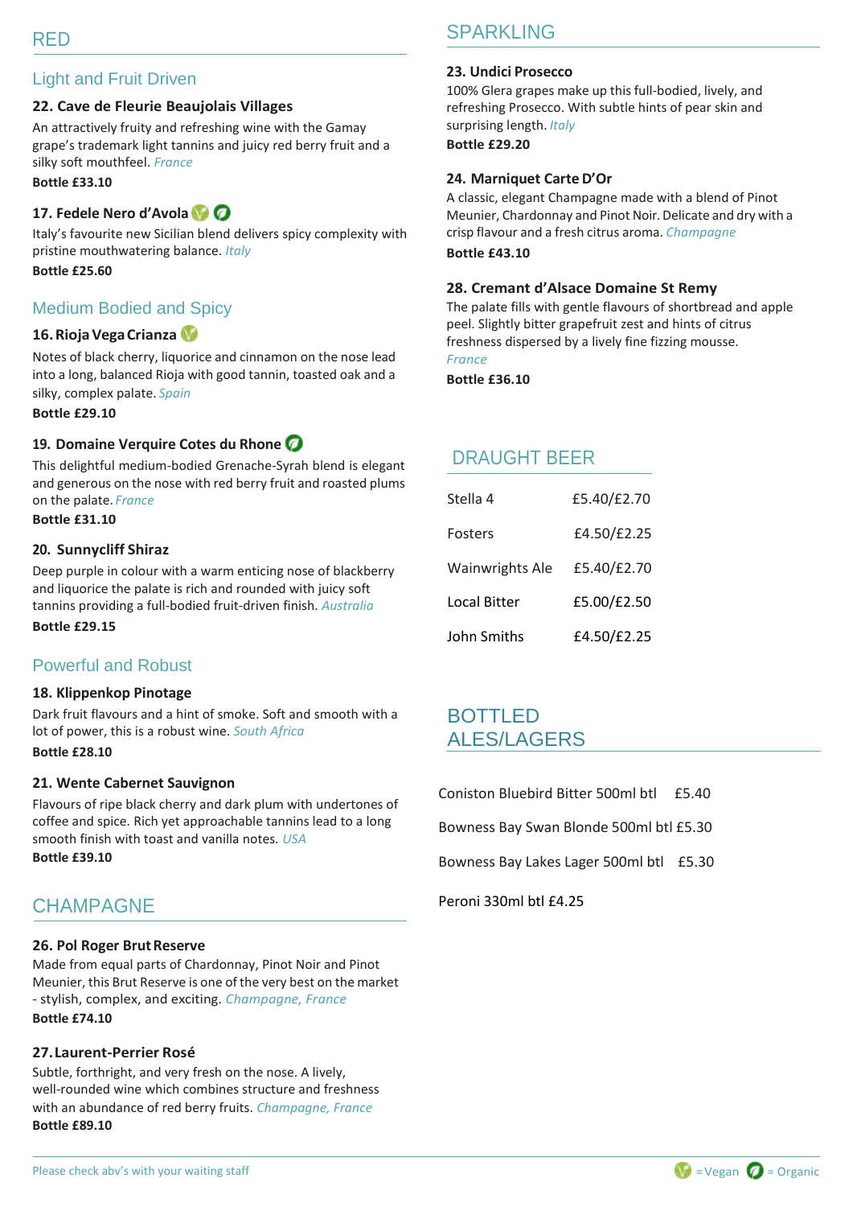# RED

## Light and Fruit Driven

### 22. Cave de Fleurie Beaujolais Villages

An attractively fruity and refreshing wine with the Gamay grape's trademark light tannins and juicy red berry fruit and a silky soft mouthfeel. *France*

**Bottle £33.10**

### 17. Fedele Nero d'Avola (Vegan) (Organic)

Italy's favourite new Sicilian blend delivers spicy complexity with pristine mouthwatering balance. *Italy*

**Bottle £25.60**

## Medium Bodied and Spicy

### 16. Rioja Vega Crianza (Vegan)

Notes of black cherry, liquorice and cinnamon on the nose lead into a long, balanced Rioja with good tannin, toasted oak and a silky, complex palate. *Spain*

**Bottle £29.10**

### 19. Domaine Verquire Cotes du Rhone (Organic)

This delightful medium-bodied Grenache-Syrah blend is elegant and generous on the nose with red berry fruit and roasted plums on the palate. *France*

**Bottle £31.10**

### 20. Sunnycliff Shiraz

Deep purple in colour with a warm enticing nose of blackberry and liquorice the palate is rich and rounded with juicy soft tannins providing a full-bodied fruit-driven finish. *Australia*

**Bottle £29.15**

## Powerful and Robust

### 18. Klippenkop Pinotage

Dark fruit flavours and a hint of smoke. Soft and smooth with a lot of power, this is a robust wine. *South Africa*

**Bottle £28.10**

### 21. Wente Cabernet Sauvignon

Flavours of ripe black cherry and dark plum with undertones of coffee and spice. Rich yet approachable tannins lead to a long smooth finish with toast and vanilla notes. *USA*

**Bottle £39.10**

# CHAMPAGNE

### 26. Pol Roger Brut Reserve

Made from equal parts of Chardonnay, Pinot Noir and Pinot Meunier, this Brut Reserve is one of the very best on the market - stylish, complex, and exciting. *Champagne, France*

**Bottle £74.10**

### 27. Laurent-Perrier Rosé

Subtle, forthright, and very fresh on the nose. A lively, well-rounded wine which combines structure and freshness with an abundance of red berry fruits. *Champagne, France*

**Bottle £89.10**

# SPARKLING

### 23. Undici Prosecco

100% Glera grapes make up this full-bodied, lively, and refreshing Prosecco. With subtle hints of pear skin and surprising length. *Italy*

**Bottle £29.20**

### 24. Marniquet Carte D'Or

A classic, elegant Champagne made with a blend of Pinot Meunier, Chardonnay and Pinot Noir. Delicate and dry with a crisp flavour and a fresh citrus aroma. *Champagne*

**Bottle £43.10**

### 28. Cremant d'Alsace Domaine St Remy

The palate fills with gentle flavours of shortbread and apple peel. Slightly bitter grapefruit zest and hints of citrus freshness dispersed by a lively fine fizzing mousse. *France*

**Bottle £36.10**

# DRAUGHT BEER

| | |
|---|---|
| Stella 4 | £5.40/£2.70 |
| Fosters | £4.50/£2.25 |
| Wainwrights Ale | £5.40/£2.70 |
| Local Bitter | £5.00/£2.50 |
| John Smiths | £4.50/£2.25 |

# BOTTLED ALES/LAGERS

| | |
|---|---|
| Coniston Bluebird Bitter 500ml btl | £5.40 |
| Bowness Bay Swan Blonde 500ml btl | £5.30 |
| Bowness Bay Lakes Lager 500ml btl | £5.30 |
| Peroni 330ml btl | £4.25 |

Please check abv's with your waiting staff

(Vegan) = Vegan (Organic) = Organic